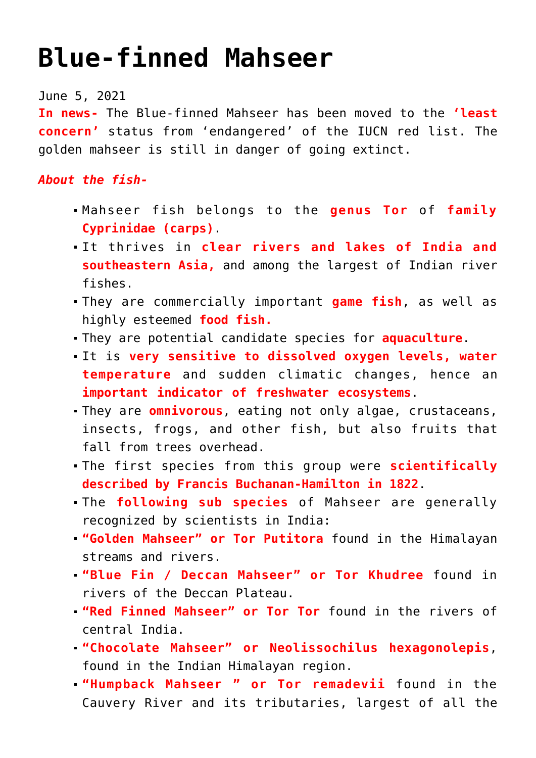# Blue-finned Mahseer

June 5, 2021

**In news-** The Blue-finned Mahseer has been moved to the **'least concern'** status from 'endangered' of the IUCN red list. The golden mahseer is still in danger of going extinct.

***About the fish-***

- Mahseer fish belongs to the **genus Tor** of **family Cyprinidae (carps)**.
- It thrives in **clear rivers and lakes of India and southeastern Asia,** and among the largest of Indian river fishes.
- They are commercially important **game fish**, as well as highly esteemed **food fish.**
- They are potential candidate species for **aquaculture**.
- It is **very sensitive to dissolved oxygen levels, water temperature** and sudden climatic changes, hence an **important indicator of freshwater ecosystems**.
- They are **omnivorous**, eating not only algae, crustaceans, insects, frogs, and other fish, but also fruits that fall from trees overhead.
- The first species from this group were **scientifically described by Francis Buchanan-Hamilton in 1822**.
- The **following sub species** of Mahseer are generally recognized by scientists in India:
- **"Golden Mahseer" or Tor Putitora** found in the Himalayan streams and rivers.
- **"Blue Fin / Deccan Mahseer" or Tor Khudree** found in rivers of the Deccan Plateau.
- **"Red Finned Mahseer" or Tor Tor** found in the rivers of central India.
- **"Chocolate Mahseer" or Neolissochilus hexagonolepis**, found in the Indian Himalayan region.
- **"Humpback Mahseer " or Tor remadevii** found in the Cauvery River and its tributaries, largest of all the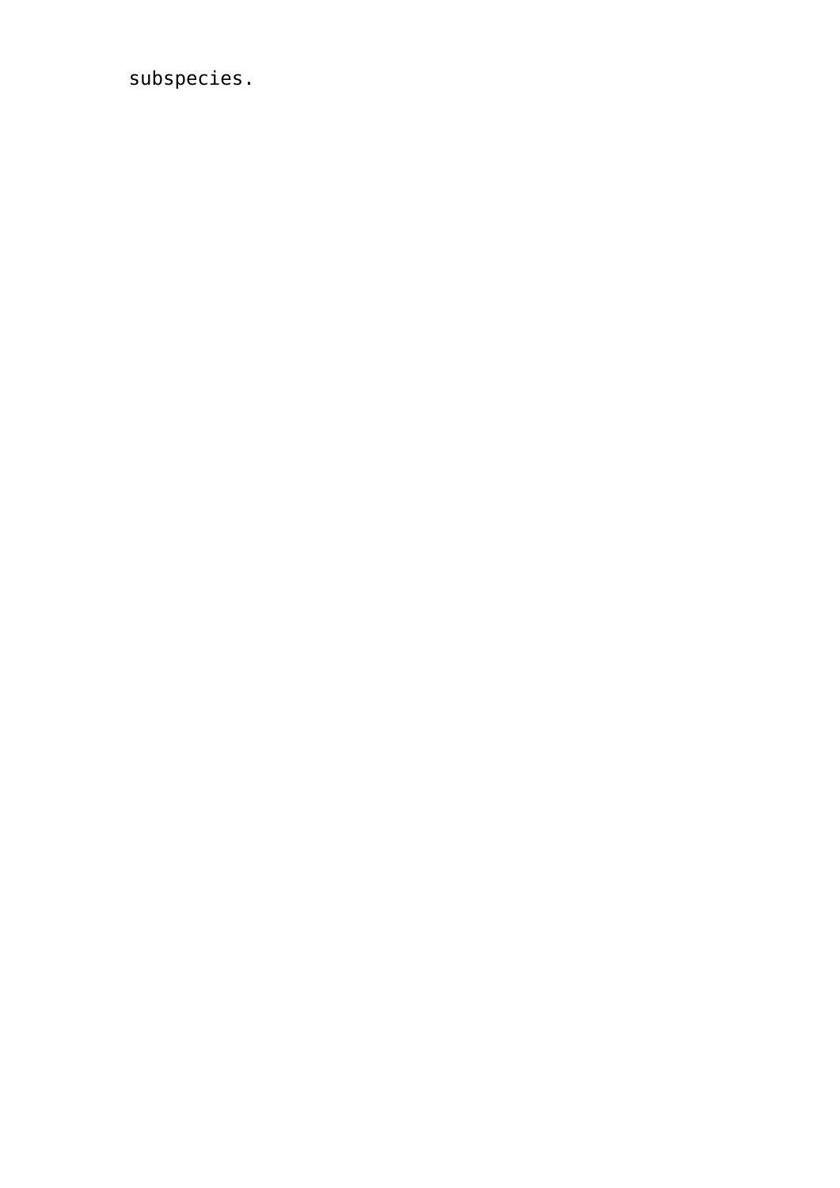subspecies.